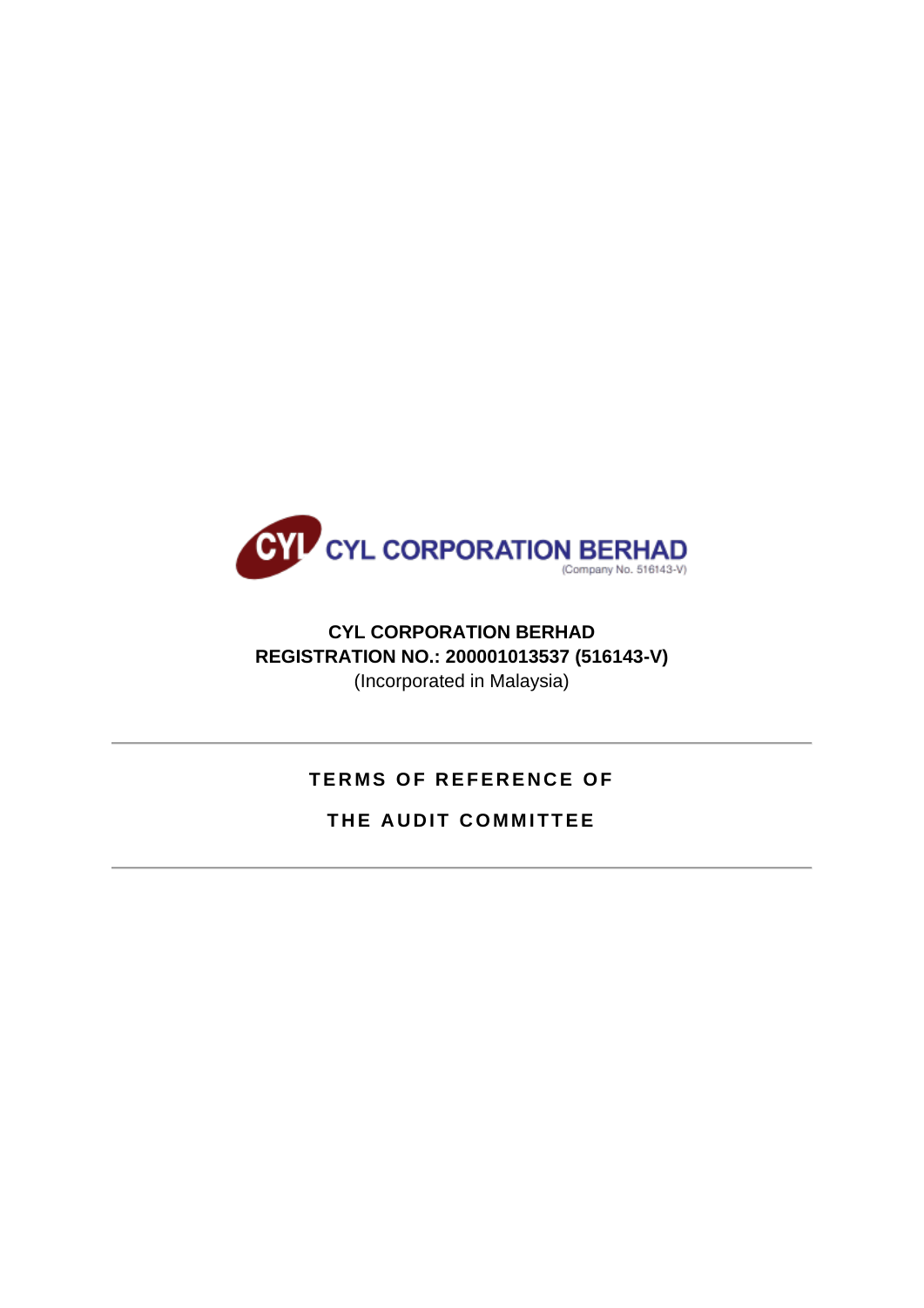CYL CORPORATION BERHAD
(Company No. 516143-V)

**CYL CORPORATION BERHAD**
**REGISTRATION NO.: 200001013537 (516143-V)**
(Incorporated in Malaysia)

---

# TERMS OF REFERENCE OF THE AUDIT COMMITTEE

---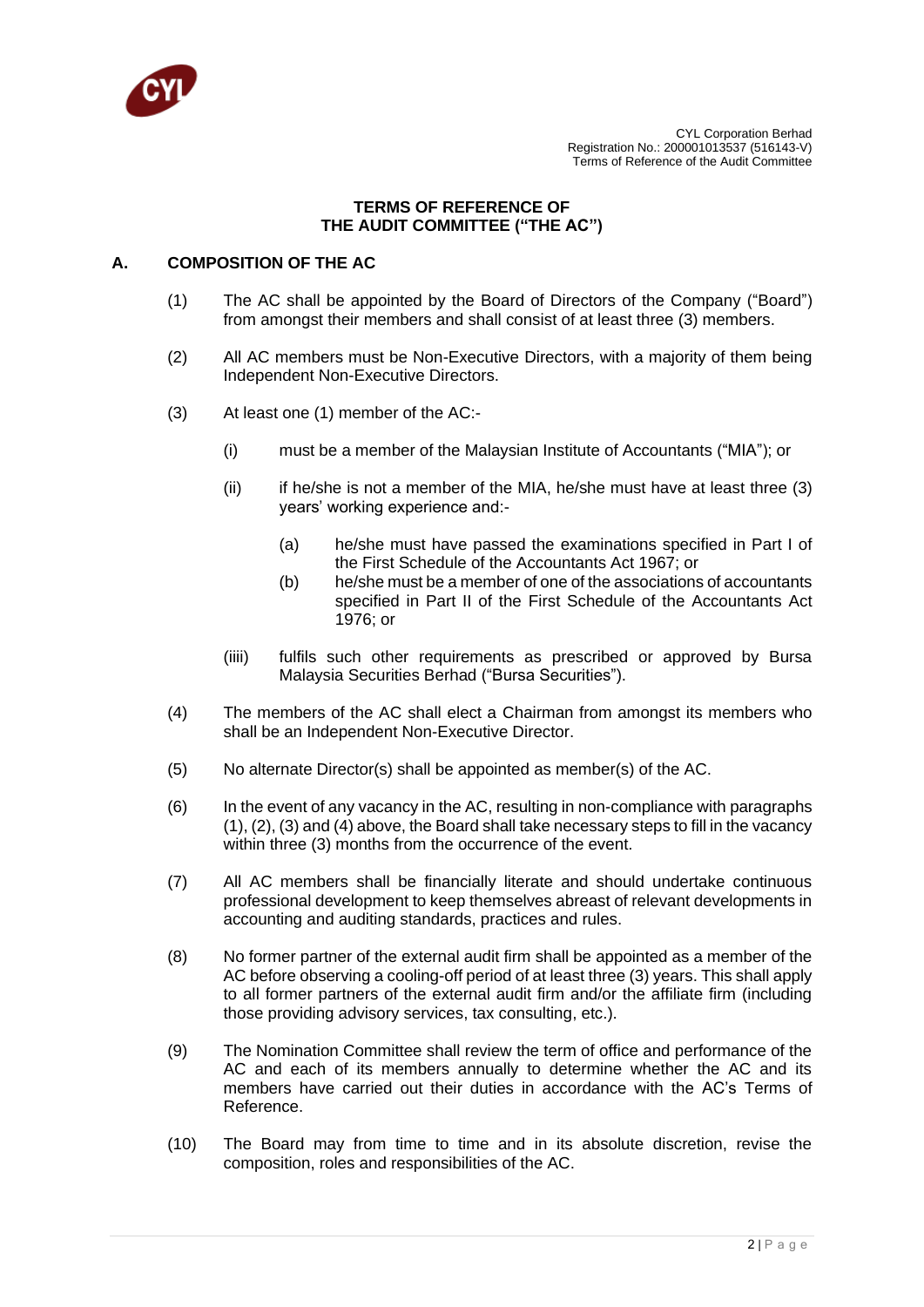# TERMS OF REFERENCE OF THE AUDIT COMMITTEE ("THE AC")

## A. COMPOSITION OF THE AC

(1) The AC shall be appointed by the Board of Directors of the Company ("Board") from amongst their members and shall consist of at least three (3) members.

(2) All AC members must be Non-Executive Directors, with a majority of them being Independent Non-Executive Directors.

(3) At least one (1) member of the AC:-

(i) must be a member of the Malaysian Institute of Accountants ("MIA"); or

(ii) if he/she is not a member of the MIA, he/she must have at least three (3) years' working experience and:-

(a) he/she must have passed the examinations specified in Part I of the First Schedule of the Accountants Act 1967; or

(b) he/she must be a member of one of the associations of accountants specified in Part II of the First Schedule of the Accountants Act 1976; or

(iiii) fulfils such other requirements as prescribed or approved by Bursa Malaysia Securities Berhad ("Bursa Securities").

(4) The members of the AC shall elect a Chairman from amongst its members who shall be an Independent Non-Executive Director.

(5) No alternate Director(s) shall be appointed as member(s) of the AC.

(6) In the event of any vacancy in the AC, resulting in non-compliance with paragraphs (1), (2), (3) and (4) above, the Board shall take necessary steps to fill in the vacancy within three (3) months from the occurrence of the event.

(7) All AC members shall be financially literate and should undertake continuous professional development to keep themselves abreast of relevant developments in accounting and auditing standards, practices and rules.

(8) No former partner of the external audit firm shall be appointed as a member of the AC before observing a cooling-off period of at least three (3) years. This shall apply to all former partners of the external audit firm and/or the affiliate firm (including those providing advisory services, tax consulting, etc.).

(9) The Nomination Committee shall review the term of office and performance of the AC and each of its members annually to determine whether the AC and its members have carried out their duties in accordance with the AC's Terms of Reference.

(10) The Board may from time to time and in its absolute discretion, revise the composition, roles and responsibilities of the AC.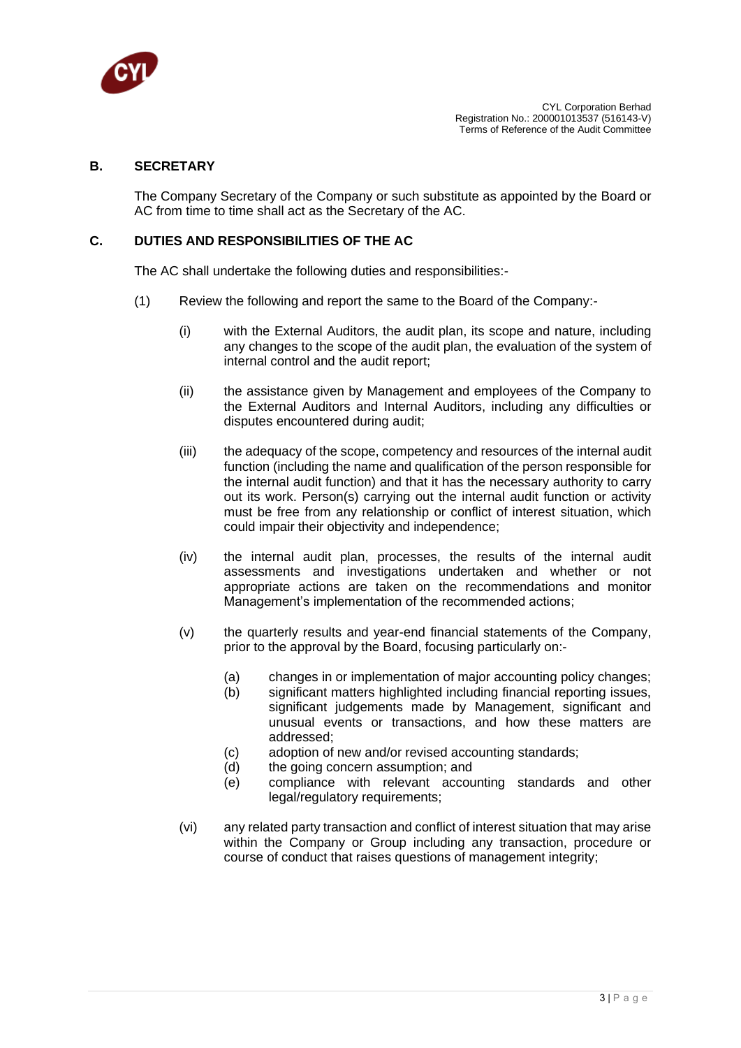## B. SECRETARY

The Company Secretary of the Company or such substitute as appointed by the Board or AC from time to time shall act as the Secretary of the AC.

## C. DUTIES AND RESPONSIBILITIES OF THE AC

The AC shall undertake the following duties and responsibilities:-

(1) Review the following and report the same to the Board of the Company:-

   (i) with the External Auditors, the audit plan, its scope and nature, including any changes to the scope of the audit plan, the evaluation of the system of internal control and the audit report;

   (ii) the assistance given by Management and employees of the Company to the External Auditors and Internal Auditors, including any difficulties or disputes encountered during audit;

   (iii) the adequacy of the scope, competency and resources of the internal audit function (including the name and qualification of the person responsible for the internal audit function) and that it has the necessary authority to carry out its work. Person(s) carrying out the internal audit function or activity must be free from any relationship or conflict of interest situation, which could impair their objectivity and independence;

   (iv) the internal audit plan, processes, the results of the internal audit assessments and investigations undertaken and whether or not appropriate actions are taken on the recommendations and monitor Management's implementation of the recommended actions;

   (v) the quarterly results and year-end financial statements of the Company, prior to the approval by the Board, focusing particularly on:-

      (a) changes in or implementation of major accounting policy changes;
      (b) significant matters highlighted including financial reporting issues, significant judgements made by Management, significant and unusual events or transactions, and how these matters are addressed;
      (c) adoption of new and/or revised accounting standards;
      (d) the going concern assumption; and
      (e) compliance with relevant accounting standards and other legal/regulatory requirements;

   (vi) any related party transaction and conflict of interest situation that may arise within the Company or Group including any transaction, procedure or course of conduct that raises questions of management integrity;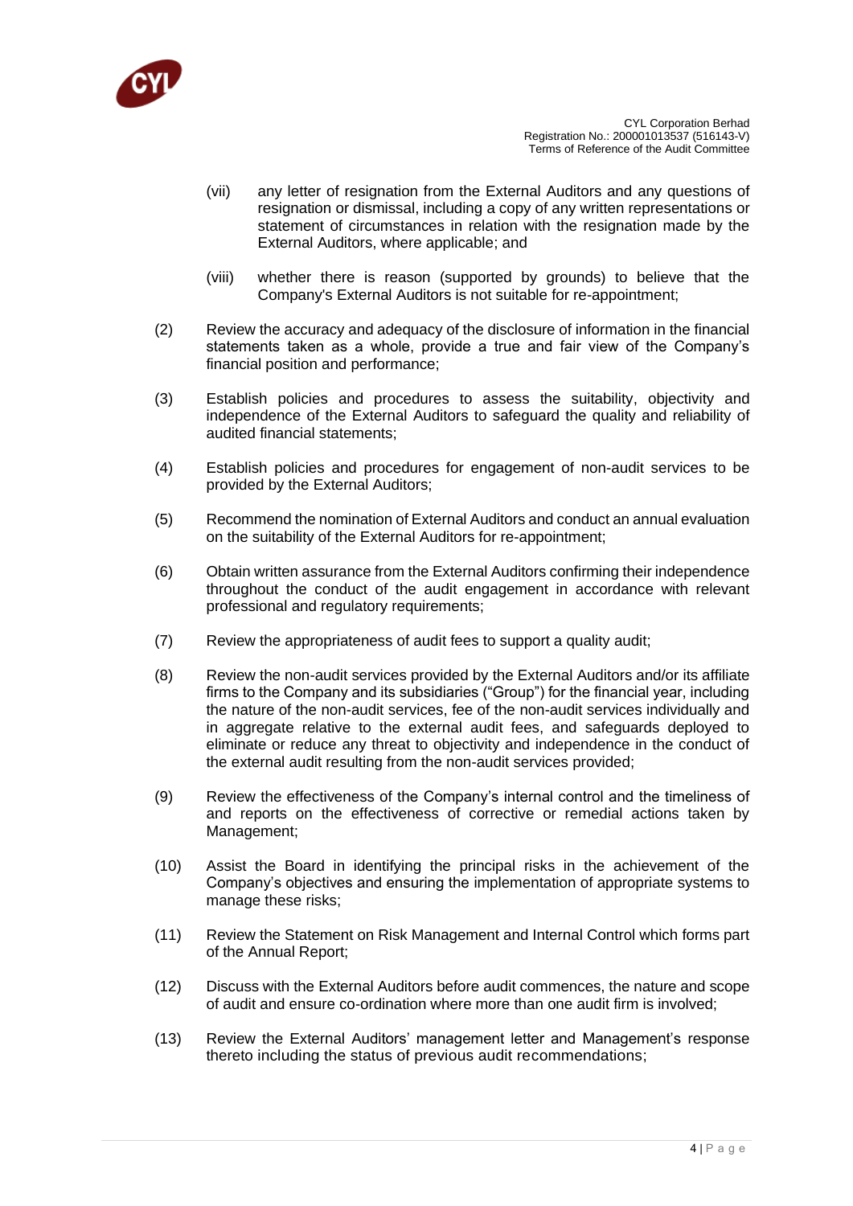(vii) any letter of resignation from the External Auditors and any questions of resignation or dismissal, including a copy of any written representations or statement of circumstances in relation with the resignation made by the External Auditors, where applicable; and

(viii) whether there is reason (supported by grounds) to believe that the Company's External Auditors is not suitable for re-appointment;

(2) Review the accuracy and adequacy of the disclosure of information in the financial statements taken as a whole, provide a true and fair view of the Company's financial position and performance;

(3) Establish policies and procedures to assess the suitability, objectivity and independence of the External Auditors to safeguard the quality and reliability of audited financial statements;

(4) Establish policies and procedures for engagement of non-audit services to be provided by the External Auditors;

(5) Recommend the nomination of External Auditors and conduct an annual evaluation on the suitability of the External Auditors for re-appointment;

(6) Obtain written assurance from the External Auditors confirming their independence throughout the conduct of the audit engagement in accordance with relevant professional and regulatory requirements;

(7) Review the appropriateness of audit fees to support a quality audit;

(8) Review the non-audit services provided by the External Auditors and/or its affiliate firms to the Company and its subsidiaries ("Group") for the financial year, including the nature of the non-audit services, fee of the non-audit services individually and in aggregate relative to the external audit fees, and safeguards deployed to eliminate or reduce any threat to objectivity and independence in the conduct of the external audit resulting from the non-audit services provided;

(9) Review the effectiveness of the Company's internal control and the timeliness of and reports on the effectiveness of corrective or remedial actions taken by Management;

(10) Assist the Board in identifying the principal risks in the achievement of the Company's objectives and ensuring the implementation of appropriate systems to manage these risks;

(11) Review the Statement on Risk Management and Internal Control which forms part of the Annual Report;

(12) Discuss with the External Auditors before audit commences, the nature and scope of audit and ensure co-ordination where more than one audit firm is involved;

(13) Review the External Auditors' management letter and Management's response thereto including the status of previous audit recommendations;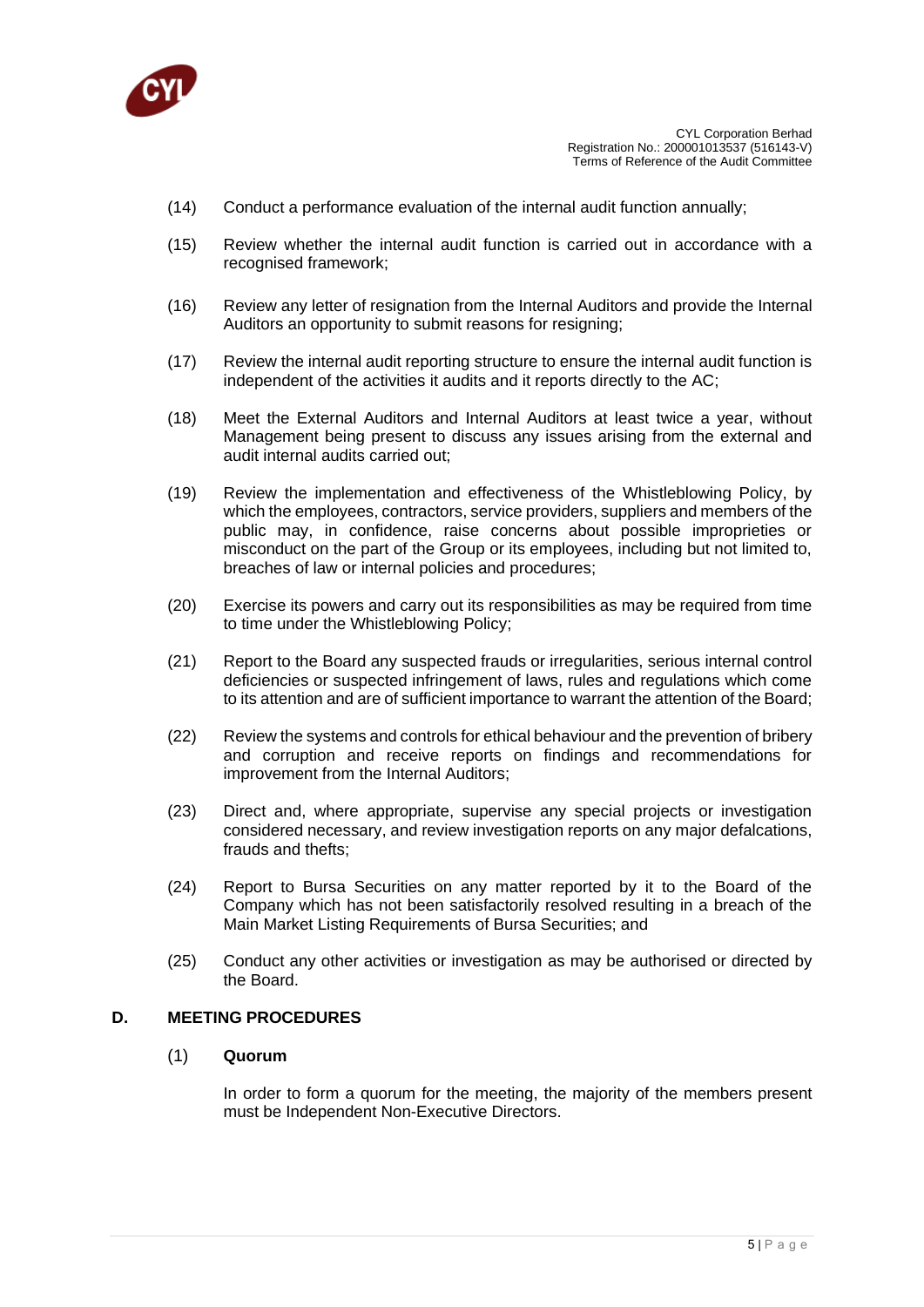(14) Conduct a performance evaluation of the internal audit function annually;

(15) Review whether the internal audit function is carried out in accordance with a recognised framework;

(16) Review any letter of resignation from the Internal Auditors and provide the Internal Auditors an opportunity to submit reasons for resigning;

(17) Review the internal audit reporting structure to ensure the internal audit function is independent of the activities it audits and it reports directly to the AC;

(18) Meet the External Auditors and Internal Auditors at least twice a year, without Management being present to discuss any issues arising from the external and audit internal audits carried out;

(19) Review the implementation and effectiveness of the Whistleblowing Policy, by which the employees, contractors, service providers, suppliers and members of the public may, in confidence, raise concerns about possible improprieties or misconduct on the part of the Group or its employees, including but not limited to, breaches of law or internal policies and procedures;

(20) Exercise its powers and carry out its responsibilities as may be required from time to time under the Whistleblowing Policy;

(21) Report to the Board any suspected frauds or irregularities, serious internal control deficiencies or suspected infringement of laws, rules and regulations which come to its attention and are of sufficient importance to warrant the attention of the Board;

(22) Review the systems and controls for ethical behaviour and the prevention of bribery and corruption and receive reports on findings and recommendations for improvement from the Internal Auditors;

(23) Direct and, where appropriate, supervise any special projects or investigation considered necessary, and review investigation reports on any major defalcations, frauds and thefts;

(24) Report to Bursa Securities on any matter reported by it to the Board of the Company which has not been satisfactorily resolved resulting in a breach of the Main Market Listing Requirements of Bursa Securities; and

(25) Conduct any other activities or investigation as may be authorised or directed by the Board.

## D. MEETING PROCEDURES

### (1) Quorum

In order to form a quorum for the meeting, the majority of the members present must be Independent Non-Executive Directors.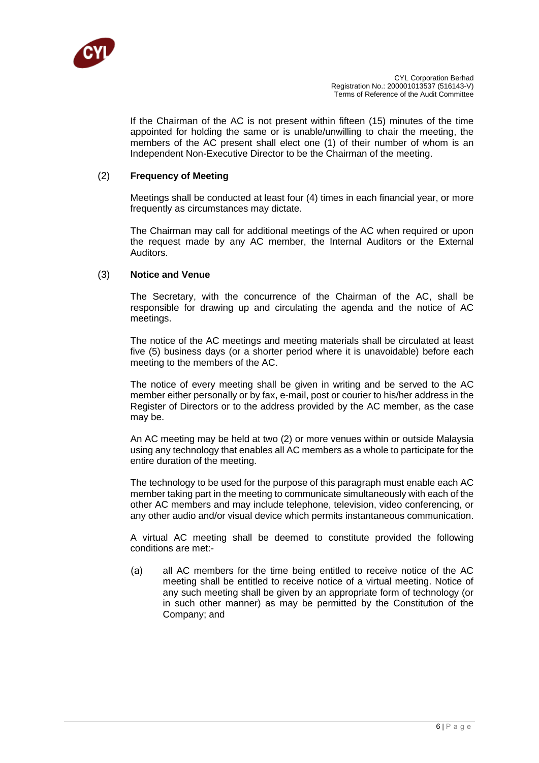If the Chairman of the AC is not present within fifteen (15) minutes of the time appointed for holding the same or is unable/unwilling to chair the meeting, the members of the AC present shall elect one (1) of their number of whom is an Independent Non-Executive Director to be the Chairman of the meeting.

(2) **Frequency of Meeting**

Meetings shall be conducted at least four (4) times in each financial year, or more frequently as circumstances may dictate.

The Chairman may call for additional meetings of the AC when required or upon the request made by any AC member, the Internal Auditors or the External Auditors.

(3) **Notice and Venue**

The Secretary, with the concurrence of the Chairman of the AC, shall be responsible for drawing up and circulating the agenda and the notice of AC meetings.

The notice of the AC meetings and meeting materials shall be circulated at least five (5) business days (or a shorter period where it is unavoidable) before each meeting to the members of the AC.

The notice of every meeting shall be given in writing and be served to the AC member either personally or by fax, e-mail, post or courier to his/her address in the Register of Directors or to the address provided by the AC member, as the case may be.

An AC meeting may be held at two (2) or more venues within or outside Malaysia using any technology that enables all AC members as a whole to participate for the entire duration of the meeting.

The technology to be used for the purpose of this paragraph must enable each AC member taking part in the meeting to communicate simultaneously with each of the other AC members and may include telephone, television, video conferencing, or any other audio and/or visual device which permits instantaneous communication.

A virtual AC meeting shall be deemed to constitute provided the following conditions are met:-

(a) all AC members for the time being entitled to receive notice of the AC meeting shall be entitled to receive notice of a virtual meeting. Notice of any such meeting shall be given by an appropriate form of technology (or in such other manner) as may be permitted by the Constitution of the Company; and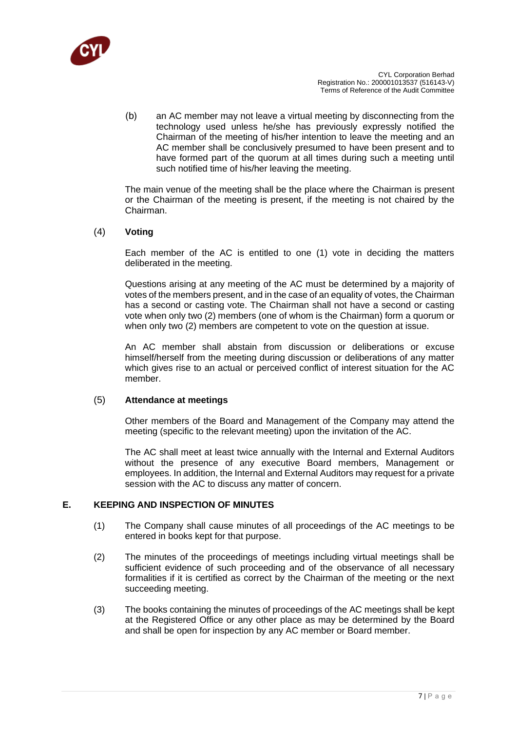(b) an AC member may not leave a virtual meeting by disconnecting from the technology used unless he/she has previously expressly notified the Chairman of the meeting of his/her intention to leave the meeting and an AC member shall be conclusively presumed to have been present and to have formed part of the quorum at all times during such a meeting until such notified time of his/her leaving the meeting.

The main venue of the meeting shall be the place where the Chairman is present or the Chairman of the meeting is present, if the meeting is not chaired by the Chairman.

(4) **Voting**

Each member of the AC is entitled to one (1) vote in deciding the matters deliberated in the meeting.

Questions arising at any meeting of the AC must be determined by a majority of votes of the members present, and in the case of an equality of votes, the Chairman has a second or casting vote. The Chairman shall not have a second or casting vote when only two (2) members (one of whom is the Chairman) form a quorum or when only two (2) members are competent to vote on the question at issue.

An AC member shall abstain from discussion or deliberations or excuse himself/herself from the meeting during discussion or deliberations of any matter which gives rise to an actual or perceived conflict of interest situation for the AC member.

(5) **Attendance at meetings**

Other members of the Board and Management of the Company may attend the meeting (specific to the relevant meeting) upon the invitation of the AC.

The AC shall meet at least twice annually with the Internal and External Auditors without the presence of any executive Board members, Management or employees. In addition, the Internal and External Auditors may request for a private session with the AC to discuss any matter of concern.

## E. KEEPING AND INSPECTION OF MINUTES

(1) The Company shall cause minutes of all proceedings of the AC meetings to be entered in books kept for that purpose.

(2) The minutes of the proceedings of meetings including virtual meetings shall be sufficient evidence of such proceeding and of the observance of all necessary formalities if it is certified as correct by the Chairman of the meeting or the next succeeding meeting.

(3) The books containing the minutes of proceedings of the AC meetings shall be kept at the Registered Office or any other place as may be determined by the Board and shall be open for inspection by any AC member or Board member.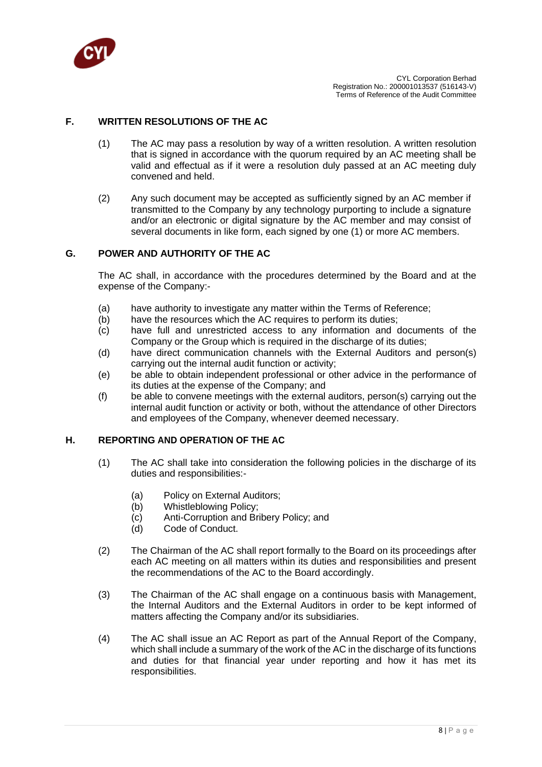## F. WRITTEN RESOLUTIONS OF THE AC

(1) The AC may pass a resolution by way of a written resolution. A written resolution that is signed in accordance with the quorum required by an AC meeting shall be valid and effectual as if it were a resolution duly passed at an AC meeting duly convened and held.

(2) Any such document may be accepted as sufficiently signed by an AC member if transmitted to the Company by any technology purporting to include a signature and/or an electronic or digital signature by the AC member and may consist of several documents in like form, each signed by one (1) or more AC members.

## G. POWER AND AUTHORITY OF THE AC

The AC shall, in accordance with the procedures determined by the Board and at the expense of the Company:-

(a) have authority to investigate any matter within the Terms of Reference;
(b) have the resources which the AC requires to perform its duties;
(c) have full and unrestricted access to any information and documents of the Company or the Group which is required in the discharge of its duties;
(d) have direct communication channels with the External Auditors and person(s) carrying out the internal audit function or activity;
(e) be able to obtain independent professional or other advice in the performance of its duties at the expense of the Company; and
(f) be able to convene meetings with the external auditors, person(s) carrying out the internal audit function or activity or both, without the attendance of other Directors and employees of the Company, whenever deemed necessary.

## H. REPORTING AND OPERATION OF THE AC

(1) The AC shall take into consideration the following policies in the discharge of its duties and responsibilities:-

   (a) Policy on External Auditors;
   (b) Whistleblowing Policy;
   (c) Anti-Corruption and Bribery Policy; and
   (d) Code of Conduct.

(2) The Chairman of the AC shall report formally to the Board on its proceedings after each AC meeting on all matters within its duties and responsibilities and present the recommendations of the AC to the Board accordingly.

(3) The Chairman of the AC shall engage on a continuous basis with Management, the Internal Auditors and the External Auditors in order to be kept informed of matters affecting the Company and/or its subsidiaries.

(4) The AC shall issue an AC Report as part of the Annual Report of the Company, which shall include a summary of the work of the AC in the discharge of its functions and duties for that financial year under reporting and how it has met its responsibilities.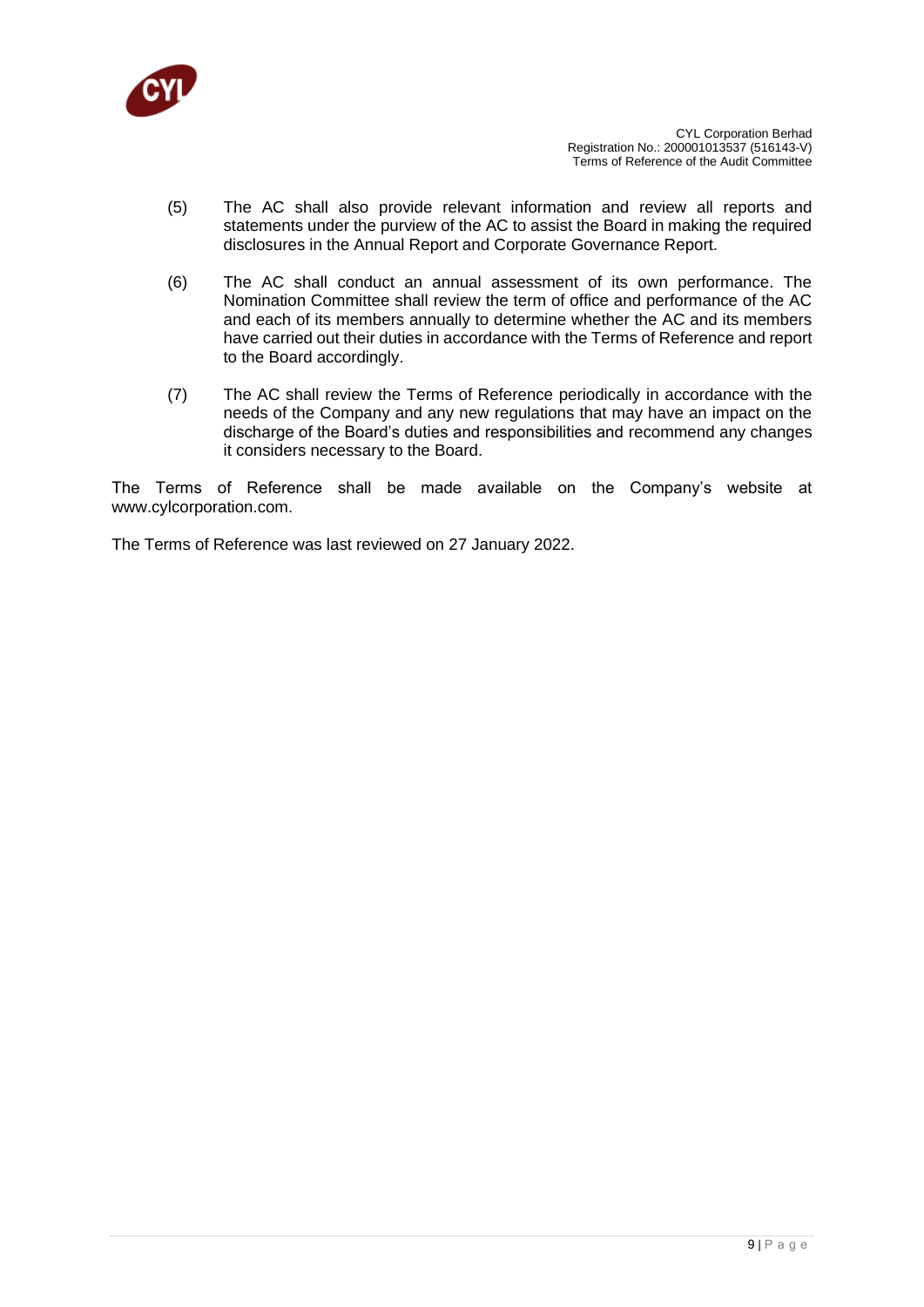(5) The AC shall also provide relevant information and review all reports and statements under the purview of the AC to assist the Board in making the required disclosures in the Annual Report and Corporate Governance Report.

(6) The AC shall conduct an annual assessment of its own performance. The Nomination Committee shall review the term of office and performance of the AC and each of its members annually to determine whether the AC and its members have carried out their duties in accordance with the Terms of Reference and report to the Board accordingly.

(7) The AC shall review the Terms of Reference periodically in accordance with the needs of the Company and any new regulations that may have an impact on the discharge of the Board's duties and responsibilities and recommend any changes it considers necessary to the Board.

The Terms of Reference shall be made available on the Company's website at www.cylcorporation.com.

The Terms of Reference was last reviewed on 27 January 2022.